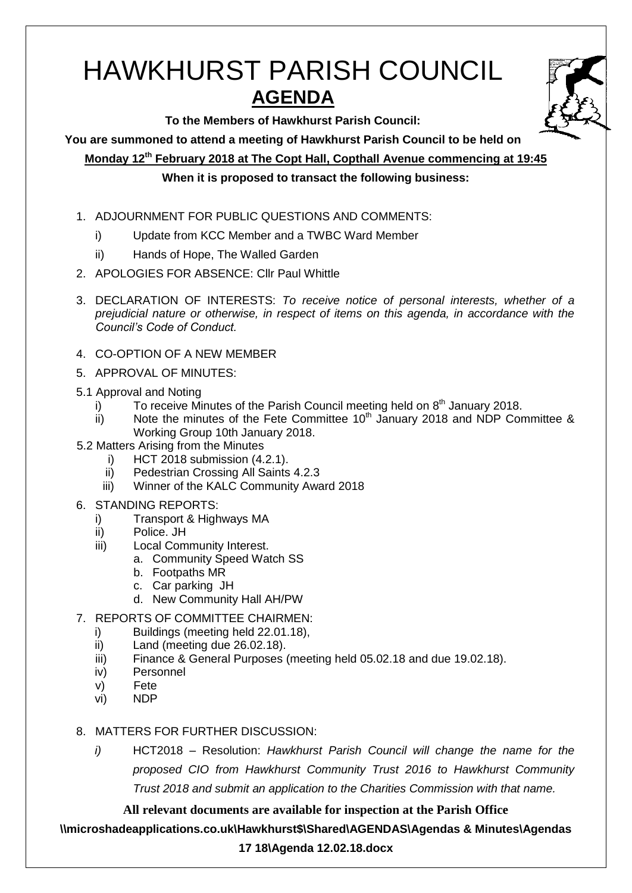# HAWKHURST PARISH COUNCIL

## AGENDA

**To the Members of Hawkhurst Parish Council:**

**You are summoned to attend a meeting of Hawkhurst Parish Council to be held on**

**Monday 12th February 2018 at The Copt Hall, Copthall Avenue commencing at 19:45**

**When it is proposed to transact the following business:**

1. ADJOURNMENT FOR PUBLIC QUESTIONS AND COMMENTS:
   - i) Update from KCC Member and a TWBC Ward Member
   - ii) Hands of Hope, The Walled Garden
2. APOLOGIES FOR ABSENCE: Cllr Paul Whittle
3. DECLARATION OF INTERESTS: *To receive notice of personal interests, whether of a prejudicial nature or otherwise, in respect of items on this agenda, in accordance with the Council's Code of Conduct.*
4. CO-OPTION OF A NEW MEMBER
5. APPROVAL OF MINUTES:

5.1 Approval and Noting
   - i) To receive Minutes of the Parish Council meeting held on 8th January 2018.
   - ii) Note the minutes of the Fete Committee 10th January 2018 and NDP Committee & Working Group 10th January 2018.

5.2 Matters Arising from the Minutes
   - i) HCT 2018 submission (4.2.1).
   - ii) Pedestrian Crossing All Saints 4.2.3
   - iii) Winner of the KALC Community Award 2018

6. STANDING REPORTS:
   - i) Transport & Highways MA
   - ii) Police. JH
   - iii) Local Community Interest.
     - a. Community Speed Watch SS
     - b. Footpaths MR
     - c. Car parking JH
     - d. New Community Hall AH/PW
7. REPORTS OF COMMITTEE CHAIRMEN:
   - i) Buildings (meeting held 22.01.18),
   - ii) Land (meeting due 26.02.18).
   - iii) Finance & General Purposes (meeting held 05.02.18 and due 19.02.18).
   - iv) Personnel
   - v) Fete
   - vi) NDP
8. MATTERS FOR FURTHER DISCUSSION:
   - *i)* HCT2018 – Resolution: *Hawkhurst Parish Council will change the name for the proposed CIO from Hawkhurst Community Trust 2016 to Hawkhurst Community Trust 2018 and submit an application to the Charities Commission with that name.*

**All relevant documents are available for inspection at the Parish Office**

**\\microshadeapplications.co.uk\Hawkhurst$\Shared\AGENDAS\Agendas & Minutes\Agendas 17 18\Agenda 12.02.18.docx**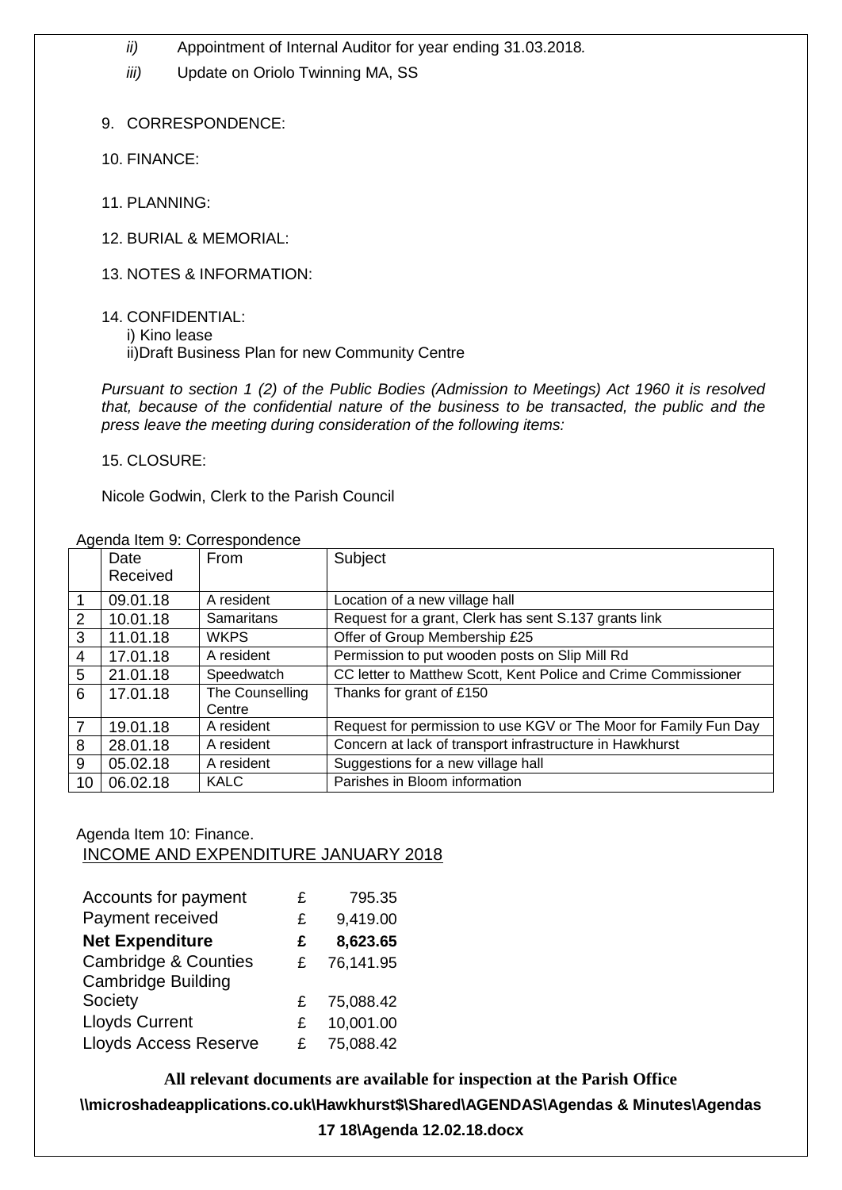*ii)* Appointment of Internal Auditor for year ending 31.03.2018.

*iii)* Update on Oriolo Twinning MA, SS

9. CORRESPONDENCE:

10. FINANCE:

11. PLANNING:

12. BURIAL & MEMORIAL:

13. NOTES & INFORMATION:

14. CONFIDENTIAL:
    i) Kino lease
    ii)Draft Business Plan for new Community Centre

*Pursuant to section 1 (2) of the Public Bodies (Admission to Meetings) Act 1960 it is resolved that, because of the confidential nature of the business to be transacted, the public and the press leave the meeting during consideration of the following items:*

15. CLOSURE:

Nicole Godwin, Clerk to the Parish Council

Agenda Item 9: Correspondence

| | Date Received | From | Subject |
|---|---|---|---|
| 1 | 09.01.18 | A resident | Location of a new village hall |
| 2 | 10.01.18 | Samaritans | Request for a grant, Clerk has sent S.137 grants link |
| 3 | 11.01.18 | WKPS | Offer of Group Membership £25 |
| 4 | 17.01.18 | A resident | Permission to put wooden posts on Slip Mill Rd |
| 5 | 21.01.18 | Speedwatch | CC letter to Matthew Scott, Kent Police and Crime Commissioner |
| 6 | 17.01.18 | The Counselling Centre | Thanks for grant of £150 |
| 7 | 19.01.18 | A resident | Request for permission to use KGV or The Moor for Family Fun Day |
| 8 | 28.01.18 | A resident | Concern at lack of transport infrastructure in Hawkhurst |
| 9 | 05.02.18 | A resident | Suggestions for a new village hall |
| 10 | 06.02.18 | KALC | Parishes in Bloom information |

Agenda Item 10: Finance.

INCOME AND EXPENDITURE JANUARY 2018

| | | |
|---|---|---|
| Accounts for payment | £ | 795.35 |
| Payment received | £ | 9,419.00 |
| **Net Expenditure** | **£** | **8,623.65** |
| Cambridge & Counties | £ | 76,141.95 |
| Cambridge Building Society | £ | 75,088.42 |
| Lloyds Current | £ | 10,001.00 |
| Lloyds Access Reserve | £ | 75,088.42 |

**All relevant documents are available for inspection at the Parish Office**

**\\microshadeapplications.co.uk\Hawkhurst$\Shared\AGENDAS\Agendas & Minutes\Agendas 17 18\Agenda 12.02.18.docx**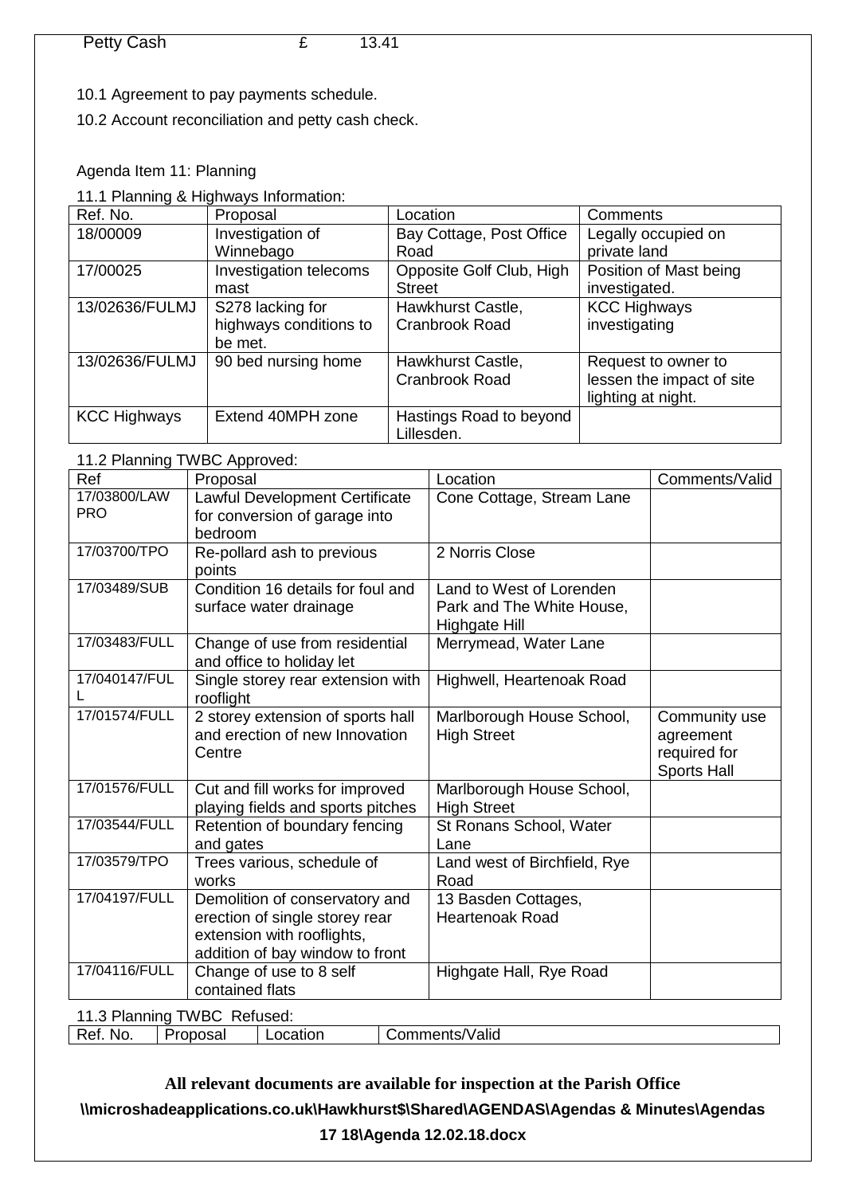| Petty Cash | £ | 13.41 |
|---|---|---|

10.1 Agreement to pay payments schedule.

10.2 Account reconciliation and petty cash check.

Agenda Item 11: Planning

11.1 Planning & Highways Information:

| Ref. No. | Proposal | Location | Comments |
|---|---|---|---|
| 18/00009 | Investigation of Winnebago | Bay Cottage, Post Office Road | Legally occupied on private land |
| 17/00025 | Investigation telecoms mast | Opposite Golf Club, High Street | Position of Mast being investigated. |
| 13/02636/FULMJ | S278 lacking for highways conditions to be met. | Hawkhurst Castle, Cranbrook Road | KCC Highways investigating |
| 13/02636/FULMJ | 90 bed nursing home | Hawkhurst Castle, Cranbrook Road | Request to owner to lessen the impact of site lighting at night. |
| KCC Highways | Extend 40MPH zone | Hastings Road to beyond Lillesden. | |

11.2 Planning TWBC Approved:

| Ref | Proposal | Location | Comments/Valid |
|---|---|---|---|
| 17/03800/LAW PRO | Lawful Development Certificate for conversion of garage into bedroom | Cone Cottage, Stream Lane | |
| 17/03700/TPO | Re-pollard ash to previous points | 2 Norris Close | |
| 17/03489/SUB | Condition 16 details for foul and surface water drainage | Land to West of Lorenden Park and The White House, Highgate Hill | |
| 17/03483/FULL | Change of use from residential and office to holiday let | Merrymead, Water Lane | |
| 17/040147/FULL | Single storey rear extension with rooflight | Highwell, Heartenoak Road | |
| 17/01574/FULL | 2 storey extension of sports hall and erection of new Innovation Centre | Marlborough House School, High Street | Community use agreement required for Sports Hall |
| 17/01576/FULL | Cut and fill works for improved playing fields and sports pitches | Marlborough House School, High Street | |
| 17/03544/FULL | Retention of boundary fencing and gates | St Ronans School, Water Lane | |
| 17/03579/TPO | Trees various, schedule of works | Land west of Birchfield, Rye Road | |
| 17/04197/FULL | Demolition of conservatory and erection of single storey rear extension with rooflights, addition of bay window to front | 13 Basden Cottages, Heartenoak Road | |
| 17/04116/FULL | Change of use to 8 self contained flats | Highgate Hall, Rye Road | |

11.3 Planning TWBC Refused:

| Ref. No. | Proposal | Location | Comments/Valid |
|---|---|---|---|

**All relevant documents are available for inspection at the Parish Office**

**\\microshadeapplications.co.uk\Hawkhurst$\Shared\AGENDAS\Agendas & Minutes\Agendas 17 18\Agenda 12.02.18.docx**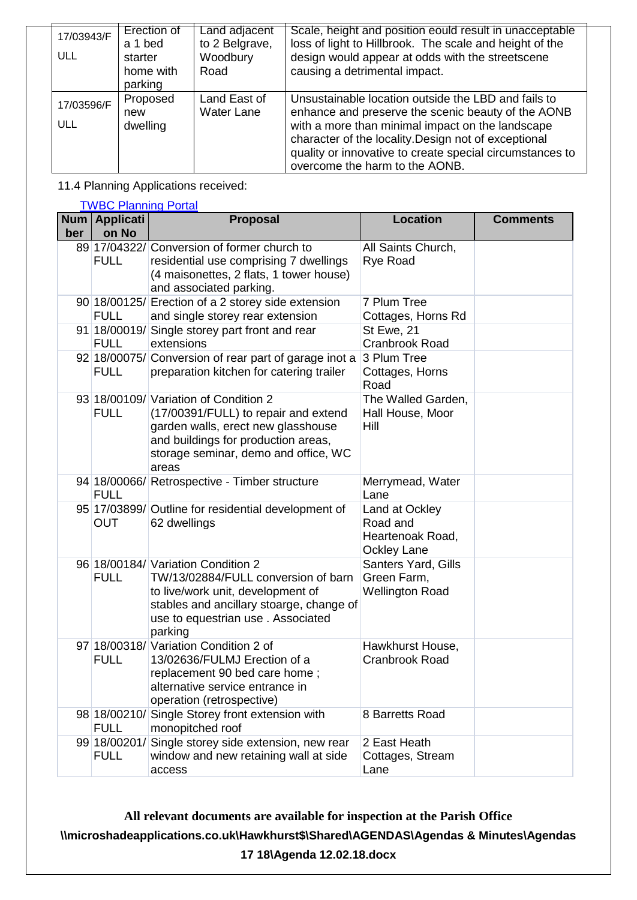| 17/03943/FULL | Erection of a 1 bed starter home with parking | Land adjacent to 2 Belgrave, Woodbury Road | Scale, height and position eould result in unacceptable loss of light to Hillbrook. The scale and height of the design would appear at odds with the streetscene causing a detrimental impact. |
|---|---|---|---|
| 17/03596/FULL | Proposed new dwelling | Land East of Water Lane | Unsustainable location outside the LBD and fails to enhance and preserve the scenic beauty of the AONB with a more than minimal impact on the landscape character of the locality.Design not of exceptional quality or innovative to create special circumstances to overcome the harm to the AONB. |

11.4 Planning Applications received:

[TWBC Planning Portal]

| Number | Application No | Proposal | Location | Comments |
|---|---|---|---|---|
| 89 | 17/04322/FULL | Conversion of former church to residential use comprising 7 dwellings (4 maisonettes, 2 flats, 1 tower house) and associated parking. | All Saints Church, Rye Road | |
| 90 | 18/00125/FULL | Erection of a 2 storey side extension and single storey rear extension | 7 Plum Tree Cottages, Horns Rd | |
| 91 | 18/00019/FULL | Single storey part front and rear extensions | St Ewe, 21 Cranbrook Road | |
| 92 | 18/00075/FULL | Conversion of rear part of garage inot a preparation kitchen for catering trailer | 3 Plum Tree Cottages, Horns Road | |
| 93 | 18/00109/FULL | Variation of Condition 2 (17/00391/FULL) to repair and extend garden walls, erect new glasshouse and buildings for production areas, storage seminar, demo and office, WC areas | The Walled Garden, Hall House, Moor Hill | |
| 94 | 18/00066/FULL | Retrospective - Timber structure | Merrymead, Water Lane | |
| 95 | 17/03899/OUT | Outline for residential development of 62 dwellings | Land at Ockley Road and Heartenoak Road, Ockley Lane | |
| 96 | 18/00184/FULL | Variation Condition 2 TW/13/02884/FULL conversion of barn to live/work unit, development of stables and ancillary stoarge, change of use to equestrian use . Associated parking | Santers Yard, Gills Green Farm, Wellington Road | |
| 97 | 18/00318/FULL | Variation Condition 2 of 13/02636/FULMJ Erection of a replacement 90 bed care home ; alternative service entrance in operation (retrospective) | Hawkhurst House, Cranbrook Road | |
| 98 | 18/00210/FULL | Single Storey front extension with monopitched roof | 8 Barretts Road | |
| 99 | 18/00201/FULL | Single storey side extension, new rear window and new retaining wall at side access | 2 East Heath Cottages, Stream Lane | |

**All relevant documents are available for inspection at the Parish Office**

**\\microshadeapplications.co.uk\Hawkhurst$\Shared\AGENDAS\Agendas & Minutes\Agendas 17 18\Agenda 12.02.18.docx**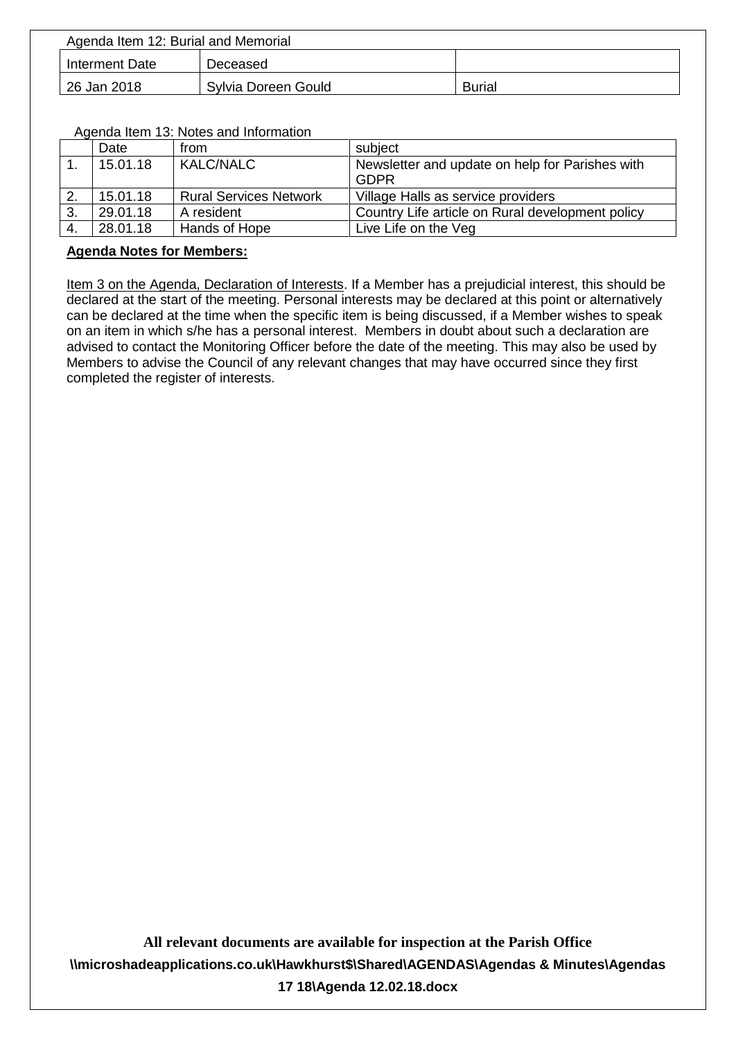Agenda Item 12: Burial and Memorial

| Interment Date | Deceased | |
|---|---|---|
| 26 Jan 2018 | Sylvia Doreen Gould | Burial |

Agenda Item 13: Notes and Information

| | Date | from | subject |
|---|---|---|---|
| 1. | 15.01.18 | KALC/NALC | Newsletter and update on help for Parishes with GDPR |
| 2. | 15.01.18 | Rural Services Network | Village Halls as service providers |
| 3. | 29.01.18 | A resident | Country Life article on Rural development policy |
| 4. | 28.01.18 | Hands of Hope | Live Life on the Veg |

**Agenda Notes for Members:**

Item 3 on the Agenda, Declaration of Interests. If a Member has a prejudicial interest, this should be declared at the start of the meeting. Personal interests may be declared at this point or alternatively can be declared at the time when the specific item is being discussed, if a Member wishes to speak on an item in which s/he has a personal interest. Members in doubt about such a declaration are advised to contact the Monitoring Officer before the date of the meeting. This may also be used by Members to advise the Council of any relevant changes that may have occurred since they first completed the register of interests.

**All relevant documents are available for inspection at the Parish Office**

**\\microshadeapplications.co.uk\Hawkhurst$\Shared\AGENDAS\Agendas & Minutes\Agendas 17 18\Agenda 12.02.18.docx**